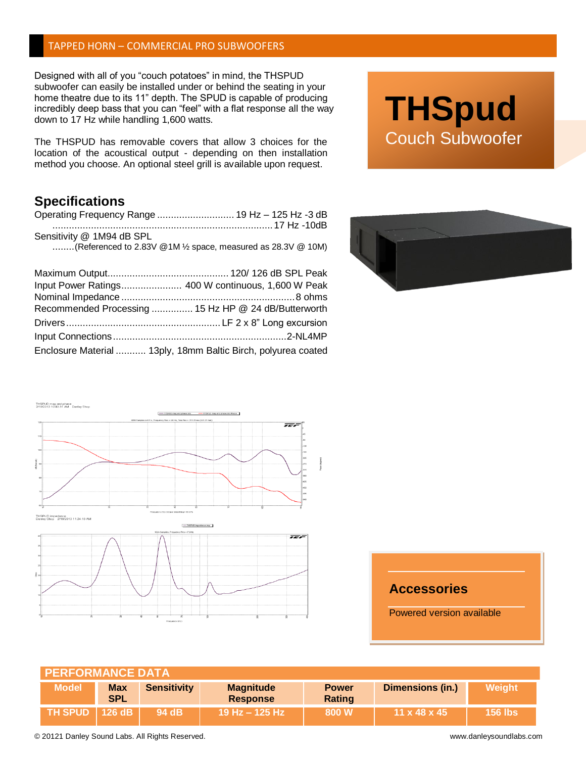TAPPED HORN – COMMERCIAL PRO SUBWOOFERS

# THSpud

## Couch Subwoofer

Designed with all of you "couch potatoes" in mind, the THSPUD subwoofer can easily be installed under or behind the seating in your home theatre due to its 11" depth. The SPUD is capable of producing incredibly deep bass that you can "feel" with a flat response all the way down to 17 Hz while handling 1,600 watts.

The THSPUD has removable covers that allow 3 choices for the location of the acoustical output - depending on then installation method you choose. An optional steel grill is available upon request.

## Specifications

Operating Frequency Range ............................ 19 Hz – 125 Hz -3 dB
................................................................................. 17 Hz -10dB
Sensitivity @ 1M94 dB SPL
........(Referenced to 2.83V @1M ½ space, measured as 28.3V @ 10M)

Maximum Output............................................ 120/ 126 dB SPL Peak
Input Power Ratings...................... 400 W continuous, 1,600 W Peak
Nominal Impedance ..............................................................8 ohms
Recommended Processing ............... 15 Hz HP @ 24 dB/Butterworth
Drivers........................................................ LF 2 x 8" Long excursion
Input Connections..............................................................2-NL4MP
Enclosure Material ........... 13ply, 18mm Baltic Birch, polyurea coated

## Accessories

Powered version available

## PERFORMANCE DATA

| Model | Max SPL | Sensitivity | Magnitude Response | Power Rating | Dimensions (in.) | Weight |
|---|---|---|---|---|---|---|
| TH SPUD | 126 dB | 94 dB | 19 Hz – 125 Hz | 800 W | 11 x 48 x 45 | 156 lbs |

© 20121 Danley Sound Labs. All Rights Reserved. www.danleysoundlabs.com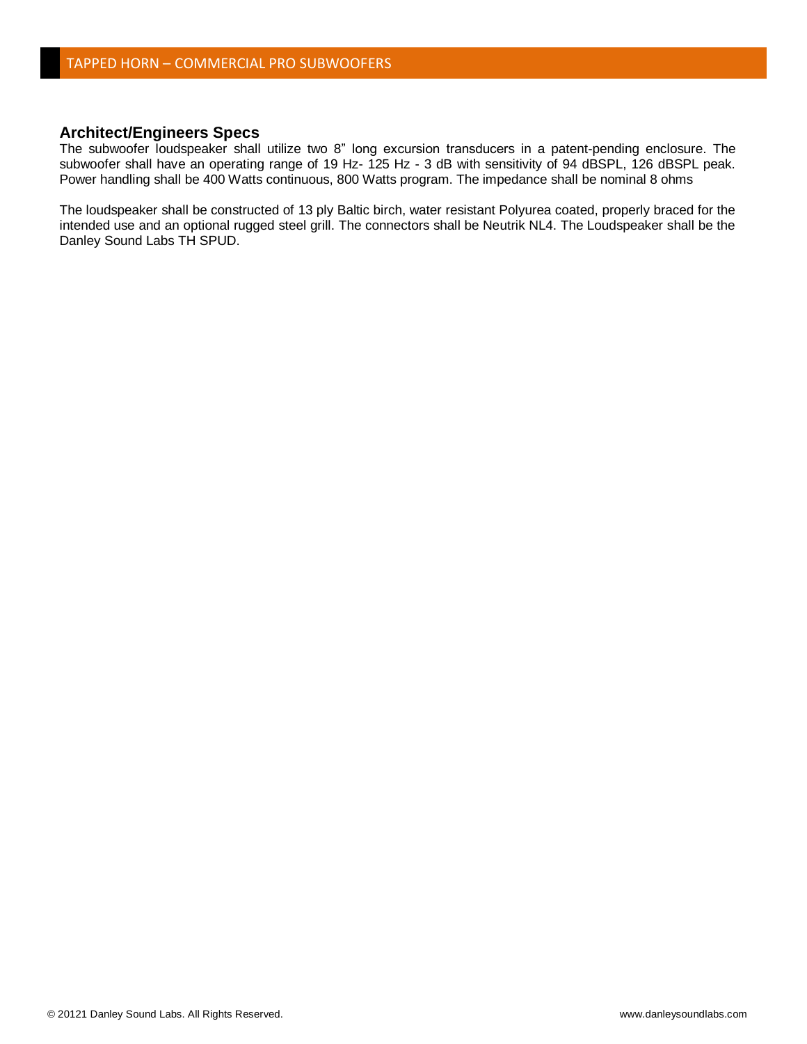## Architect/Engineers Specs

The subwoofer loudspeaker shall utilize two 8" long excursion transducers in a patent-pending enclosure. The subwoofer shall have an operating range of 19 Hz- 125 Hz - 3 dB with sensitivity of 94 dBSPL, 126 dBSPL peak. Power handling shall be 400 Watts continuous, 800 Watts program. The impedance shall be nominal 8 ohms

The loudspeaker shall be constructed of 13 ply Baltic birch, water resistant Polyurea coated, properly braced for the intended use and an optional rugged steel grill. The connectors shall be Neutrik NL4. The Loudspeaker shall be the Danley Sound Labs TH SPUD.